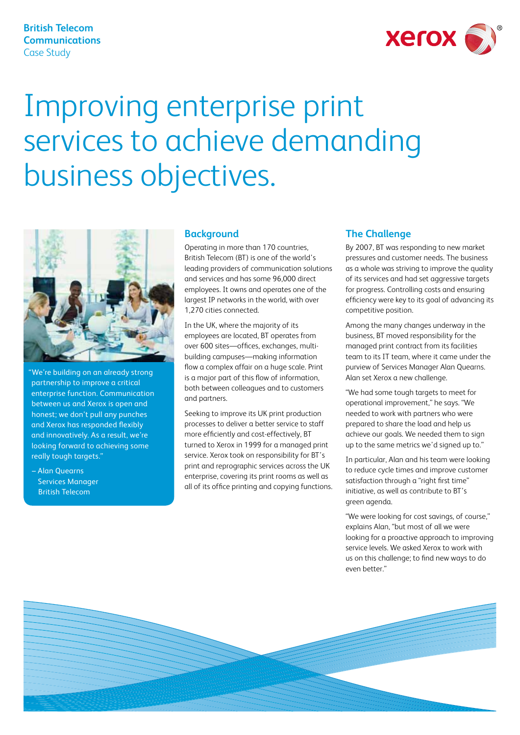British Telecom Communications
Case Study

# Improving enterprise print services to achieve demanding business objectives.

"We're building on an already strong partnership to improve a critical enterprise function. Communication between us and Xerox is open and honest; we don't pull any punches and Xerox has responded flexibly and innovatively. As a result, we're looking forward to achieving some really tough targets."

– Alan Quearns
Services Manager
British Telecom

## Background

Operating in more than 170 countries, British Telecom (BT) is one of the world's leading providers of communication solutions and services and has some 96,000 direct employees. It owns and operates one of the largest IP networks in the world, with over 1,270 cities connected.

In the UK, where the majority of its employees are located, BT operates from over 600 sites—offices, exchanges, multi-building campuses—making information flow a complex affair on a huge scale. Print is a major part of this flow of information, both between colleagues and to customers and partners.

Seeking to improve its UK print production processes to deliver a better service to staff more efficiently and cost-effectively, BT turned to Xerox in 1999 for a managed print service. Xerox took on responsibility for BT's print and reprographic services across the UK enterprise, covering its print rooms as well as all of its office printing and copying functions.

## The Challenge

By 2007, BT was responding to new market pressures and customer needs. The business as a whole was striving to improve the quality of its services and had set aggressive targets for progress. Controlling costs and ensuring efficiency were key to its goal of advancing its competitive position.

Among the many changes underway in the business, BT moved responsibility for the managed print contract from its facilities team to its IT team, where it came under the purview of Services Manager Alan Quearns. Alan set Xerox a new challenge.

"We had some tough targets to meet for operational improvement," he says. "We needed to work with partners who were prepared to share the load and help us achieve our goals. We needed them to sign up to the same metrics we'd signed up to."

In particular, Alan and his team were looking to reduce cycle times and improve customer satisfaction through a "right first time" initiative, as well as contribute to BT's green agenda.

"We were looking for cost savings, of course," explains Alan, "but most of all we were looking for a proactive approach to improving service levels. We asked Xerox to work with us on this challenge; to find new ways to do even better."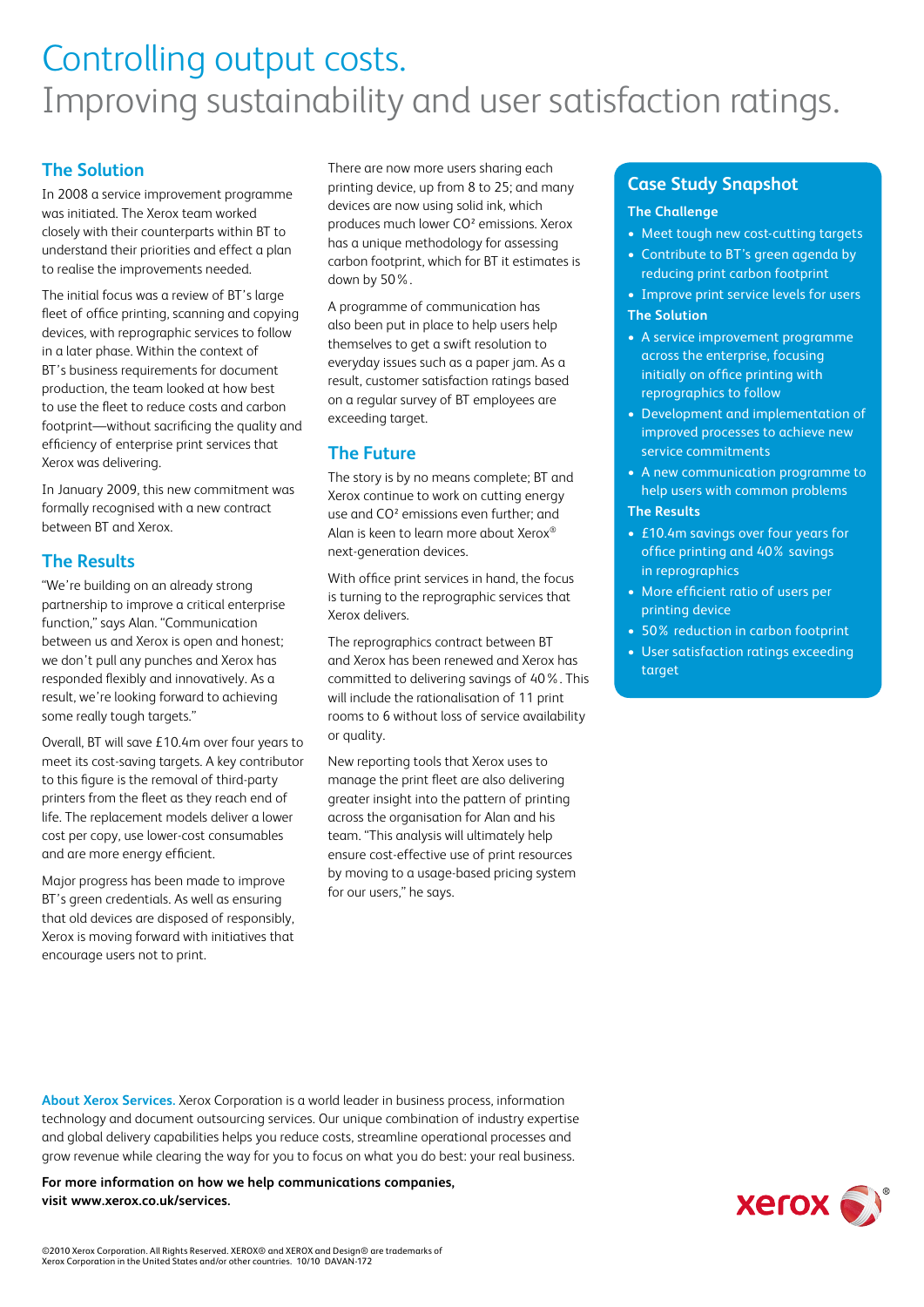# Controlling output costs.

Improving sustainability and user satisfaction ratings.

## The Solution

In 2008 a service improvement programme was initiated. The Xerox team worked closely with their counterparts within BT to understand their priorities and effect a plan to realise the improvements needed.

The initial focus was a review of BT's large fleet of office printing, scanning and copying devices, with reprographic services to follow in a later phase. Within the context of BT's business requirements for document production, the team looked at how best to use the fleet to reduce costs and carbon footprint—without sacrificing the quality and efficiency of enterprise print services that Xerox was delivering.

In January 2009, this new commitment was formally recognised with a new contract between BT and Xerox.

## The Results

"We're building on an already strong partnership to improve a critical enterprise function," says Alan. "Communication between us and Xerox is open and honest; we don't pull any punches and Xerox has responded flexibly and innovatively. As a result, we're looking forward to achieving some really tough targets."

Overall, BT will save £10.4m over four years to meet its cost-saving targets. A key contributor to this figure is the removal of third-party printers from the fleet as they reach end of life. The replacement models deliver a lower cost per copy, use lower-cost consumables and are more energy efficient.

Major progress has been made to improve BT's green credentials. As well as ensuring that old devices are disposed of responsibly, Xerox is moving forward with initiatives that encourage users not to print.

There are now more users sharing each printing device, up from 8 to 25; and many devices are now using solid ink, which produces much lower $CO^2$ emissions. Xerox has a unique methodology for assessing carbon footprint, which for BT it estimates is down by 50%.

A programme of communication has also been put in place to help users help themselves to get a swift resolution to everyday issues such as a paper jam. As a result, customer satisfaction ratings based on a regular survey of BT employees are exceeding target.

## The Future

The story is by no means complete; BT and Xerox continue to work on cutting energy use and $CO^2$ emissions even further; and Alan is keen to learn more about Xerox® next-generation devices.

With office print services in hand, the focus is turning to the reprographic services that Xerox delivers.

The reprographics contract between BT and Xerox has been renewed and Xerox has committed to delivering savings of 40%. This will include the rationalisation of 11 print rooms to 6 without loss of service availability or quality.

New reporting tools that Xerox uses to manage the print fleet are also delivering greater insight into the pattern of printing across the organisation for Alan and his team. "This analysis will ultimately help ensure cost-effective use of print resources by moving to a usage-based pricing system for our users," he says.

## Case Study Snapshot

### The Challenge

- Meet tough new cost-cutting targets
- Contribute to BT's green agenda by reducing print carbon footprint
- Improve print service levels for users

### The Solution

- A service improvement programme across the enterprise, focusing initially on office printing with reprographics to follow
- Development and implementation of improved processes to achieve new service commitments
- A new communication programme to help users with common problems

### The Results

- £10.4m savings over four years for office printing and 40% savings in reprographics
- More efficient ratio of users per printing device
- 50% reduction in carbon footprint
- User satisfaction ratings exceeding target

**About Xerox Services.** Xerox Corporation is a world leader in business process, information technology and document outsourcing services. Our unique combination of industry expertise and global delivery capabilities helps you reduce costs, streamline operational processes and grow revenue while clearing the way for you to focus on what you do best: your real business.

**For more information on how we help communications companies, visit www.xerox.co.uk/services.**

©2010 Xerox Corporation. All Rights Reserved. XEROX® and XEROX and Design® are trademarks of Xerox Corporation in the United States and/or other countries. 10/10 DAVAN-172